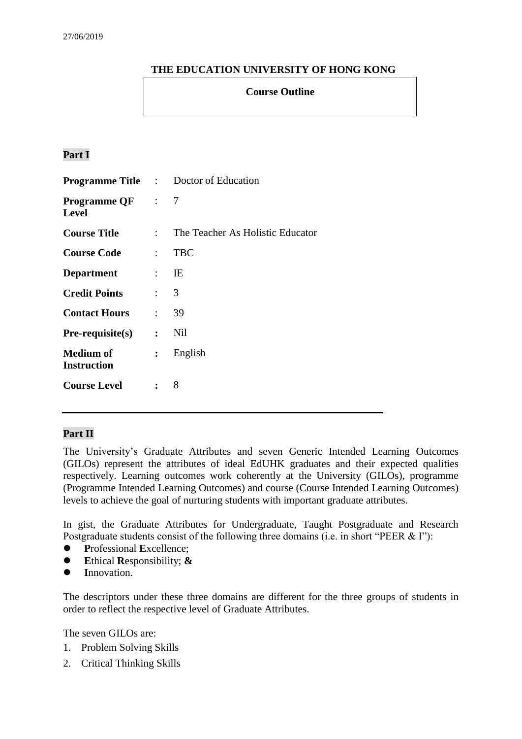27/06/2019

**THE EDUCATION UNIVERSITY OF HONG KONG**

**Course Outline**

**Part I**

| | | |
|---|---|---|
| **Programme Title** | : | Doctor of Education |
| **Programme QF Level** | : | 7 |
| **Course Title** | : | The Teacher As Holistic Educator |
| **Course Code** | : | TBC |
| **Department** | : | IE |
| **Credit Points** | : | 3 |
| **Contact Hours** | : | 39 |
| **Pre-requisite(s)** | : | Nil |
| **Medium of Instruction** | : | English |
| **Course Level** | : | 8 |

---

**Part II**

The University's Graduate Attributes and seven Generic Intended Learning Outcomes (GILOs) represent the attributes of ideal EdUHK graduates and their expected qualities respectively. Learning outcomes work coherently at the University (GILOs), programme (Programme Intended Learning Outcomes) and course (Course Intended Learning Outcomes) levels to achieve the goal of nurturing students with important graduate attributes.

In gist, the Graduate Attributes for Undergraduate, Taught Postgraduate and Research Postgraduate students consist of the following three domains (i.e. in short "PEER & I"):

- **P**rofessional **E**xcellence;
- **E**thical **R**esponsibility; **&**
- **I**nnovation.

The descriptors under these three domains are different for the three groups of students in order to reflect the respective level of Graduate Attributes.

The seven GILOs are:

1. Problem Solving Skills
2. Critical Thinking Skills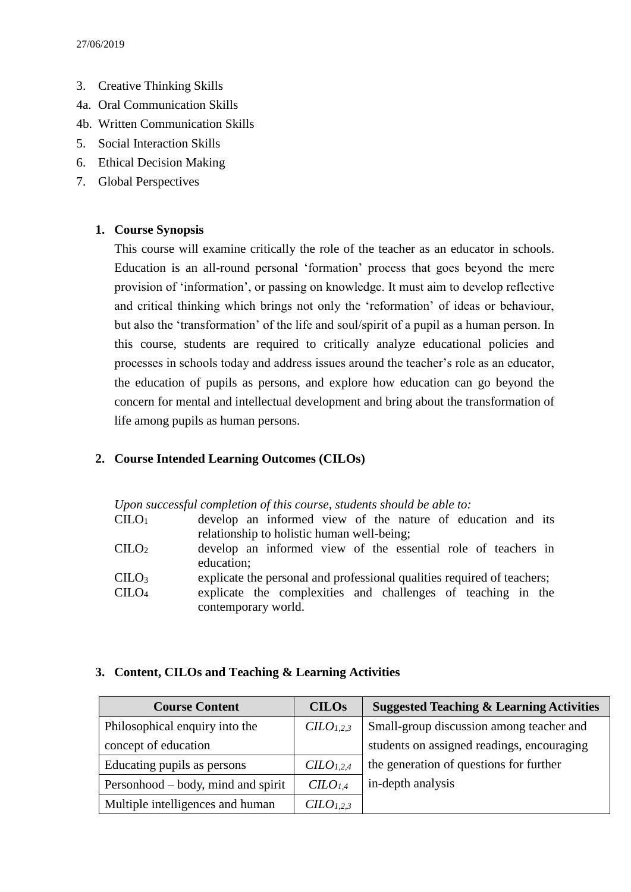3. Creative Thinking Skills
4a. Oral Communication Skills
4b. Written Communication Skills
5. Social Interaction Skills
6. Ethical Decision Making
7. Global Perspectives

## 1. Course Synopsis

This course will examine critically the role of the teacher as an educator in schools. Education is an all-round personal 'formation' process that goes beyond the mere provision of 'information', or passing on knowledge. It must aim to develop reflective and critical thinking which brings not only the 'reformation' of ideas or behaviour, but also the 'transformation' of the life and soul/spirit of a pupil as a human person. In this course, students are required to critically analyze educational policies and processes in schools today and address issues around the teacher's role as an educator, the education of pupils as persons, and explore how education can go beyond the concern for mental and intellectual development and bring about the transformation of life among pupils as human persons.

## 2. Course Intended Learning Outcomes (CILOs)

*Upon successful completion of this course, students should be able to:*

| | |
|---|---|
| $CILO_1$ | develop an informed view of the nature of education and its relationship to holistic human well-being; |
| $CILO_2$ | develop an informed view of the essential role of teachers in education; |
| $CILO_3$ | explicate the personal and professional qualities required of teachers; |
| $CILO_4$ | explicate the complexities and challenges of teaching in the contemporary world. |

## 3. Content, CILOs and Teaching & Learning Activities

| Course Content | CILOs | Suggested Teaching & Learning Activities |
|---|---|---|
| Philosophical enquiry into the concept of education | *$CILO_{1,2,3}$* | Small-group discussion among teacher and students on assigned readings, encouraging the generation of questions for further in-depth analysis |
| Educating pupils as persons | *$CILO_{1,2,4}$* | |
| Personhood – body, mind and spirit | *$CILO_{1,4}$* | |
| Multiple intelligences and human | *$CILO_{1,2,3}$* | |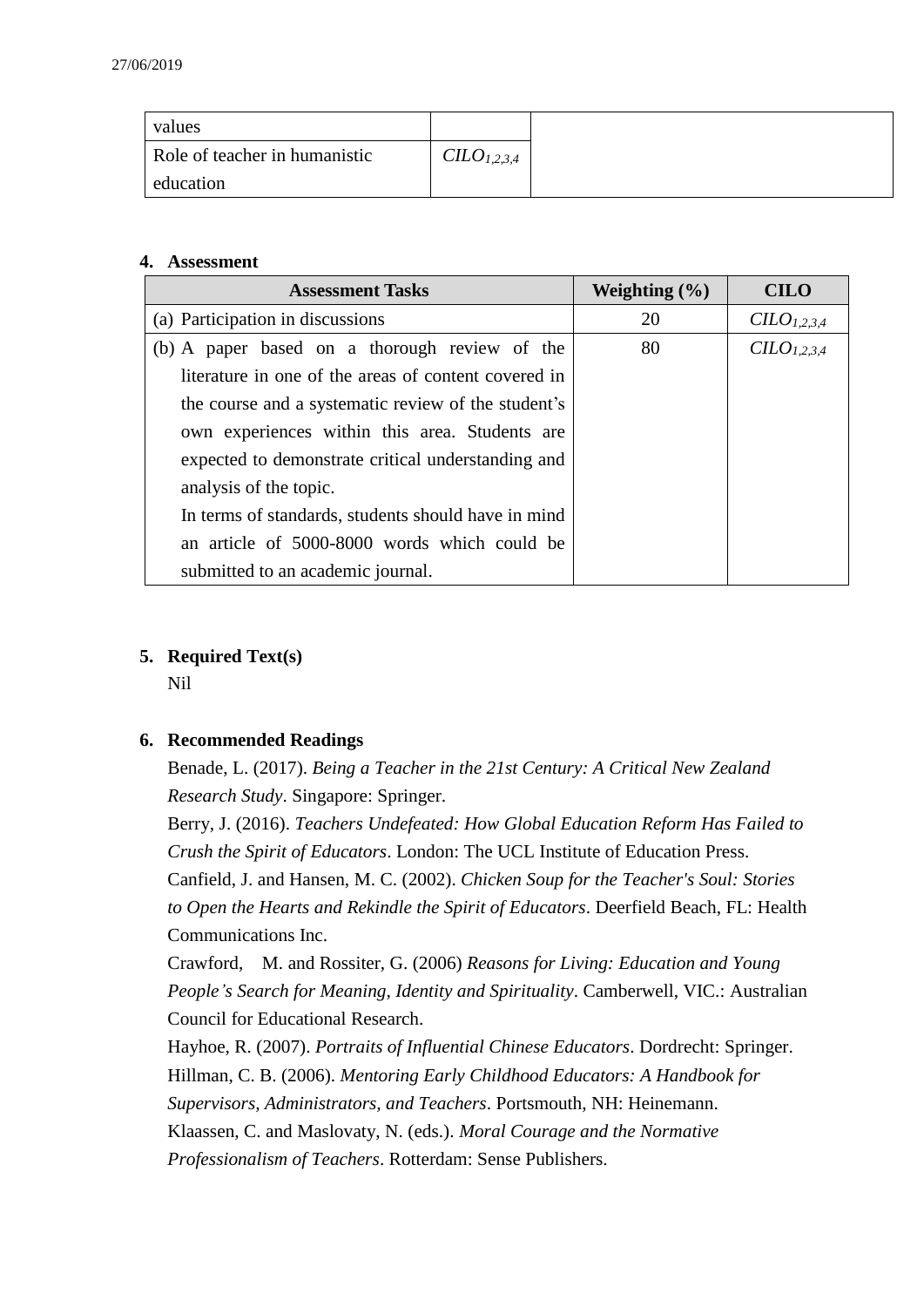| values | | |
| --- | --- | --- |
| Role of teacher in humanistic education | $CILO_{1,2,3,4}$ | |

**4. Assessment**

| Assessment Tasks | Weighting (%) | CILO |
| --- | --- | --- |
| (a) Participation in discussions | 20 | $CILO_{1,2,3,4}$ |
| (b) A paper based on a thorough review of the literature in one of the areas of content covered in the course and a systematic review of the student's own experiences within this area. Students are expected to demonstrate critical understanding and analysis of the topic. In terms of standards, students should have in mind an article of 5000-8000 words which could be submitted to an academic journal. | 80 | $CILO_{1,2,3,4}$ |

**5. Required Text(s)**

Nil

**6. Recommended Readings**

Benade, L. (2017). *Being a Teacher in the 21st Century: A Critical New Zealand Research Study*. Singapore: Springer.

Berry, J. (2016). *Teachers Undefeated: How Global Education Reform Has Failed to Crush the Spirit of Educators*. London: The UCL Institute of Education Press.

Canfield, J. and Hansen, M. C. (2002). *Chicken Soup for the Teacher's Soul: Stories to Open the Hearts and Rekindle the Spirit of Educators*. Deerfield Beach, FL: Health Communications Inc.

Crawford, M. and Rossiter, G. (2006) *Reasons for Living: Education and Young People's Search for Meaning, Identity and Spirituality*. Camberwell, VIC.: Australian Council for Educational Research.

Hayhoe, R. (2007). *Portraits of Influential Chinese Educators*. Dordrecht: Springer.

Hillman, C. B. (2006). *Mentoring Early Childhood Educators: A Handbook for Supervisors, Administrators, and Teachers*. Portsmouth, NH: Heinemann.

Klaassen, C. and Maslovaty, N. (eds.). *Moral Courage and the Normative Professionalism of Teachers*. Rotterdam: Sense Publishers.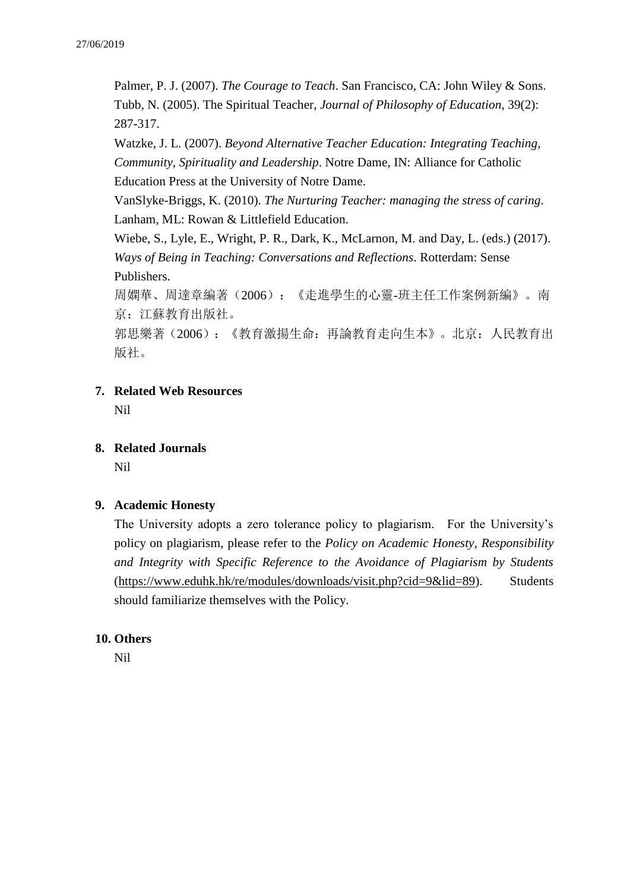Palmer, P. J. (2007). *The Courage to Teach*. San Francisco, CA: John Wiley & Sons.

Tubb, N. (2005). The Spiritual Teacher, *Journal of Philosophy of Education*, 39(2): 287-317.

Watzke, J. L. (2007). *Beyond Alternative Teacher Education: Integrating Teaching, Community, Spirituality and Leadership*. Notre Dame, IN: Alliance for Catholic Education Press at the University of Notre Dame.

VanSlyke-Briggs, K. (2010). *The Nurturing Teacher: managing the stress of caring*. Lanham, ML: Rowan & Littlefield Education.

Wiebe, S., Lyle, E., Wright, P. R., Dark, K., McLarnon, M. and Day, L. (eds.) (2017). *Ways of Being in Teaching: Conversations and Reflections*. Rotterdam: Sense Publishers.

周嫻華、周達章編著（2006）：《走進學生的心靈-班主任工作案例新編》。南京：江蘇教育出版社。

郭思樂著（2006）：《教育激揚生命：再論教育走向生本》。北京：人民教育出版社。

**7. Related Web Resources**

Nil

**8. Related Journals**

Nil

**9. Academic Honesty**

The University adopts a zero tolerance policy to plagiarism. For the University's policy on plagiarism, please refer to the *Policy on Academic Honesty, Responsibility and Integrity with Specific Reference to the Avoidance of Plagiarism by Students* (https://www.eduhk.hk/re/modules/downloads/visit.php?cid=9&lid=89). Students should familiarize themselves with the Policy.

**10. Others**

Nil